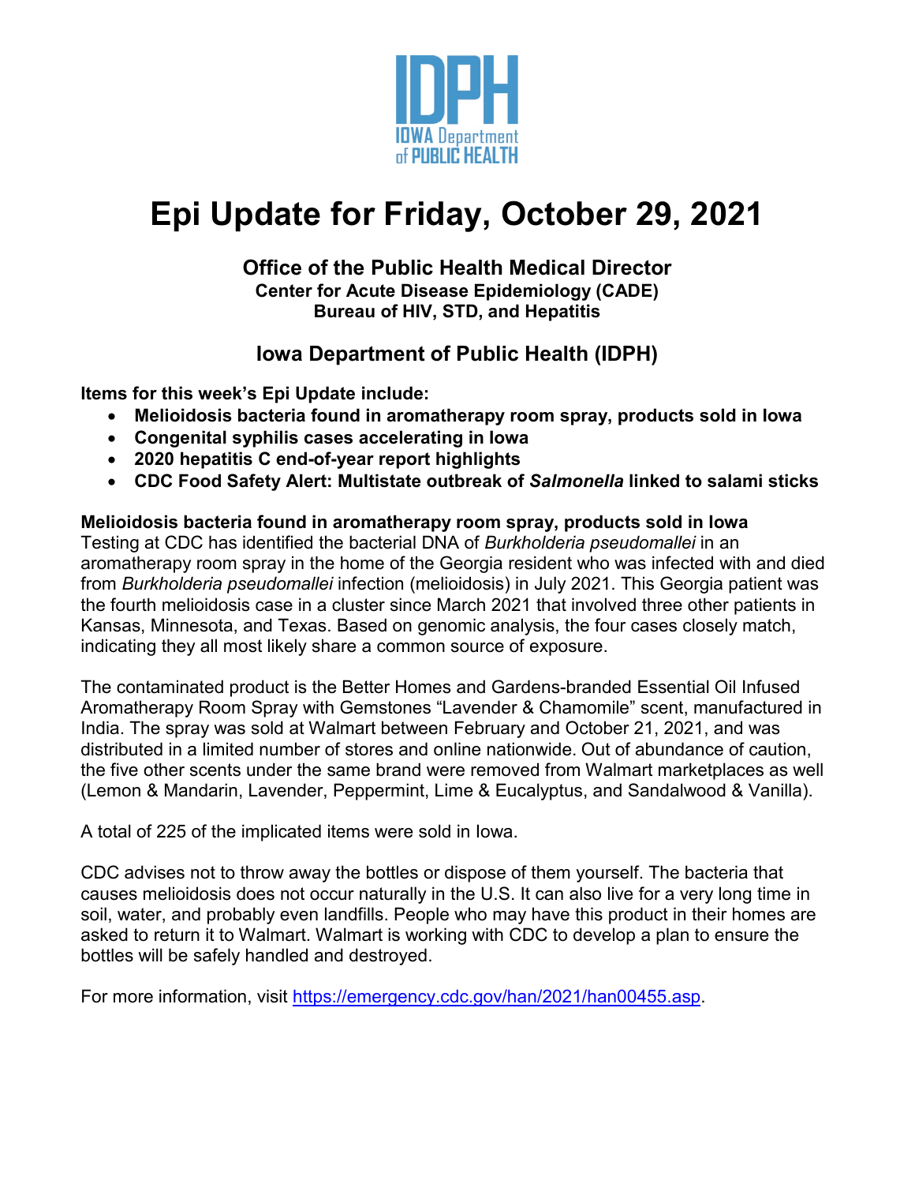IDPH IOWA Department of PUBLIC HEALTH

# Epi Update for Friday, October 29, 2021

### Office of the Public Health Medical Director
**Center for Acute Disease Epidemiology (CADE)**
**Bureau of HIV, STD, and Hepatitis**

### Iowa Department of Public Health (IDPH)

**Items for this week's Epi Update include:**

- **Melioidosis bacteria found in aromatherapy room spray, products sold in Iowa**
- **Congenital syphilis cases accelerating in Iowa**
- **2020 hepatitis C end-of-year report highlights**
- **CDC Food Safety Alert: Multistate outbreak of *Salmonella* linked to salami sticks**

**Melioidosis bacteria found in aromatherapy room spray, products sold in Iowa**

Testing at CDC has identified the bacterial DNA of *Burkholderia pseudomallei* in an aromatherapy room spray in the home of the Georgia resident who was infected with and died from *Burkholderia pseudomallei* infection (melioidosis) in July 2021. This Georgia patient was the fourth melioidosis case in a cluster since March 2021 that involved three other patients in Kansas, Minnesota, and Texas. Based on genomic analysis, the four cases closely match, indicating they all most likely share a common source of exposure.

The contaminated product is the Better Homes and Gardens-branded Essential Oil Infused Aromatherapy Room Spray with Gemstones "Lavender & Chamomile" scent, manufactured in India. The spray was sold at Walmart between February and October 21, 2021, and was distributed in a limited number of stores and online nationwide. Out of abundance of caution, the five other scents under the same brand were removed from Walmart marketplaces as well (Lemon & Mandarin, Lavender, Peppermint, Lime & Eucalyptus, and Sandalwood & Vanilla).

A total of 225 of the implicated items were sold in Iowa.

CDC advises not to throw away the bottles or dispose of them yourself. The bacteria that causes melioidosis does not occur naturally in the U.S. It can also live for a very long time in soil, water, and probably even landfills. People who may have this product in their homes are asked to return it to Walmart. Walmart is working with CDC to develop a plan to ensure the bottles will be safely handled and destroyed.

For more information, visit https://emergency.cdc.gov/han/2021/han00455.asp.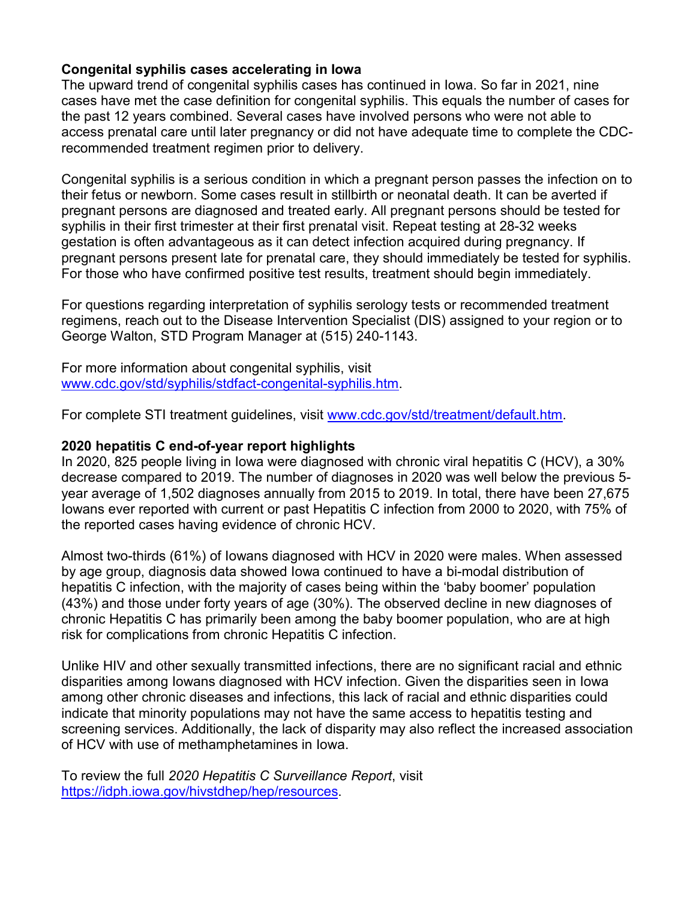### Congenital syphilis cases accelerating in Iowa

The upward trend of congenital syphilis cases has continued in Iowa. So far in 2021, nine cases have met the case definition for congenital syphilis. This equals the number of cases for the past 12 years combined. Several cases have involved persons who were not able to access prenatal care until later pregnancy or did not have adequate time to complete the CDC-recommended treatment regimen prior to delivery.

Congenital syphilis is a serious condition in which a pregnant person passes the infection on to their fetus or newborn. Some cases result in stillbirth or neonatal death. It can be averted if pregnant persons are diagnosed and treated early. All pregnant persons should be tested for syphilis in their first trimester at their first prenatal visit. Repeat testing at 28-32 weeks gestation is often advantageous as it can detect infection acquired during pregnancy. If pregnant persons present late for prenatal care, they should immediately be tested for syphilis. For those who have confirmed positive test results, treatment should begin immediately.

For questions regarding interpretation of syphilis serology tests or recommended treatment regimens, reach out to the Disease Intervention Specialist (DIS) assigned to your region or to George Walton, STD Program Manager at (515) 240-1143.

For more information about congenital syphilis, visit [www.cdc.gov/std/syphilis/stdfact-congenital-syphilis.htm](www.cdc.gov/std/syphilis/stdfact-congenital-syphilis.htm).

For complete STI treatment guidelines, visit [www.cdc.gov/std/treatment/default.htm](www.cdc.gov/std/treatment/default.htm).

### 2020 hepatitis C end-of-year report highlights

In 2020, 825 people living in Iowa were diagnosed with chronic viral hepatitis C (HCV), a 30% decrease compared to 2019. The number of diagnoses in 2020 was well below the previous 5-year average of 1,502 diagnoses annually from 2015 to 2019. In total, there have been 27,675 Iowans ever reported with current or past Hepatitis C infection from 2000 to 2020, with 75% of the reported cases having evidence of chronic HCV.

Almost two-thirds (61%) of Iowans diagnosed with HCV in 2020 were males. When assessed by age group, diagnosis data showed Iowa continued to have a bi-modal distribution of hepatitis C infection, with the majority of cases being within the 'baby boomer' population (43%) and those under forty years of age (30%). The observed decline in new diagnoses of chronic Hepatitis C has primarily been among the baby boomer population, who are at high risk for complications from chronic Hepatitis C infection.

Unlike HIV and other sexually transmitted infections, there are no significant racial and ethnic disparities among Iowans diagnosed with HCV infection. Given the disparities seen in Iowa among other chronic diseases and infections, this lack of racial and ethnic disparities could indicate that minority populations may not have the same access to hepatitis testing and screening services. Additionally, the lack of disparity may also reflect the increased association of HCV with use of methamphetamines in Iowa.

To review the full *2020 Hepatitis C Surveillance Report*, visit [https://idph.iowa.gov/hivstdhep/hep/resources](https://idph.iowa.gov/hivstdhep/hep/resources).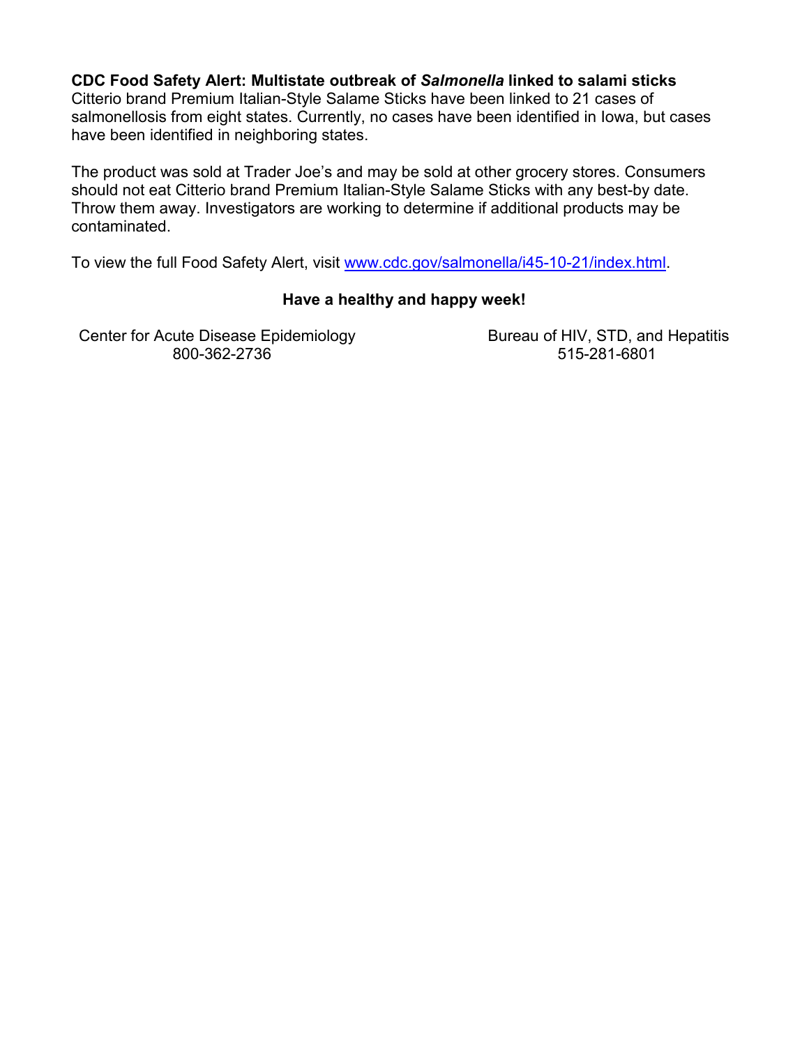**CDC Food Safety Alert: Multistate outbreak of *Salmonella* linked to salami sticks**
Citterio brand Premium Italian-Style Salame Sticks have been linked to 21 cases of salmonellosis from eight states. Currently, no cases have been identified in Iowa, but cases have been identified in neighboring states.

The product was sold at Trader Joe's and may be sold at other grocery stores. Consumers should not eat Citterio brand Premium Italian-Style Salame Sticks with any best-by date. Throw them away. Investigators are working to determine if additional products may be contaminated.

To view the full Food Safety Alert, visit [www.cdc.gov/salmonella/i45-10-21/index.html](http://www.cdc.gov/salmonella/i45-10-21/index.html).

**Have a healthy and happy week!**

Center for Acute Disease Epidemiology
800-362-2736

Bureau of HIV, STD, and Hepatitis
515-281-6801